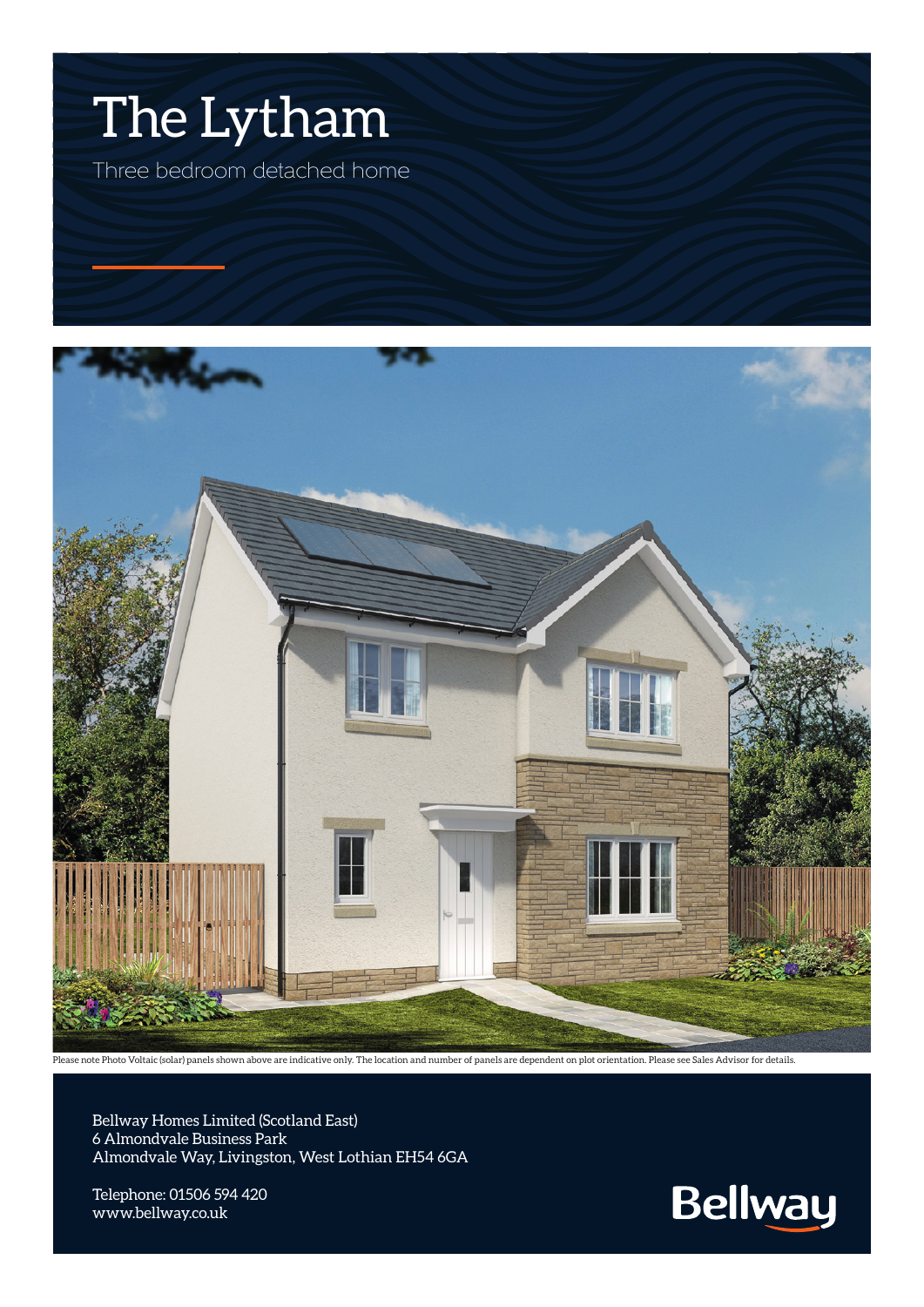# The Lytham

Three bedroom detached home

Please note Photo Voltaic (solar) panels shown above are indicative only. The location and number of panels are dependent on plot orientation. Please see Sales Advisor for details.

Bellway Homes Limited (Scotland East)
6 Almondvale Business Park
Almondvale Way, Livingston, West Lothian EH54 6GA

Telephone: 01506 594 420
www.bellway.co.uk

Bellway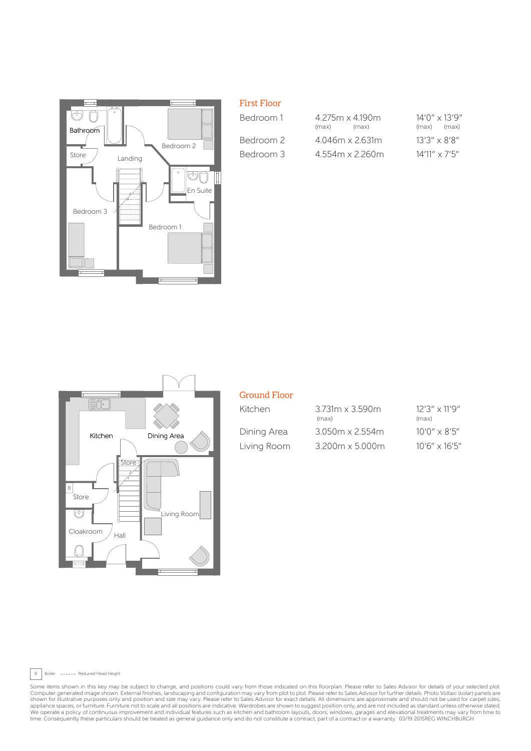## First Floor

| | | |
|---|---|---|
| Bedroom 1 | 4.275m x 4.190m (max) (max) | 14'0" x 13'9" (max) (max) |
| Bedroom 2 | 4.046m x 2.631m | 13'3" x 8'8" |
| Bedroom 3 | 4.554m x 2.260m | 14'11" x 7'5" |

## Ground Floor

| | | |
|---|---|---|
| Kitchen | 3.731m x 3.590m (max) | 12'3" x 11'9" (max) |
| Dining Area | 3.050m x 2.554m | 10'0" x 8'5" |
| Living Room | 3.200m x 5.000m | 10'6" x 16'5" |

B Boiler - - - - - - Reduced Head Height

Some items shown in this key may be subject to change, and positions could vary from those indicated on this floorplan. Please refer to Sales Advisor for details of your selected plot. Computer generated image shown. External finishes, landscaping and configuration may vary from plot to plot. Please refer to Sales Advisor for further details. Photo Voltaic (solar) panels are shown for illustrative purposes only and position and size may vary. Please refer to Sales Advisor for exact details. All dimensions are approximate and should not be used for carpet sizes, appliance spaces, or furniture. Furniture not to scale and all positions are indicative. Wardrobes are shown to suggest position only, and are not included as standard unless otherwise stated. We operate a policy of continuous improvement and individual features such as kitchen and bathroom layouts, doors, windows, garages and elevational treatments may vary from time to time. Consequently these particulars should be treated as general guidance only and do not constitute a contract, part of a contract or a warranty. 03/19 2015REG WINCHBURGH